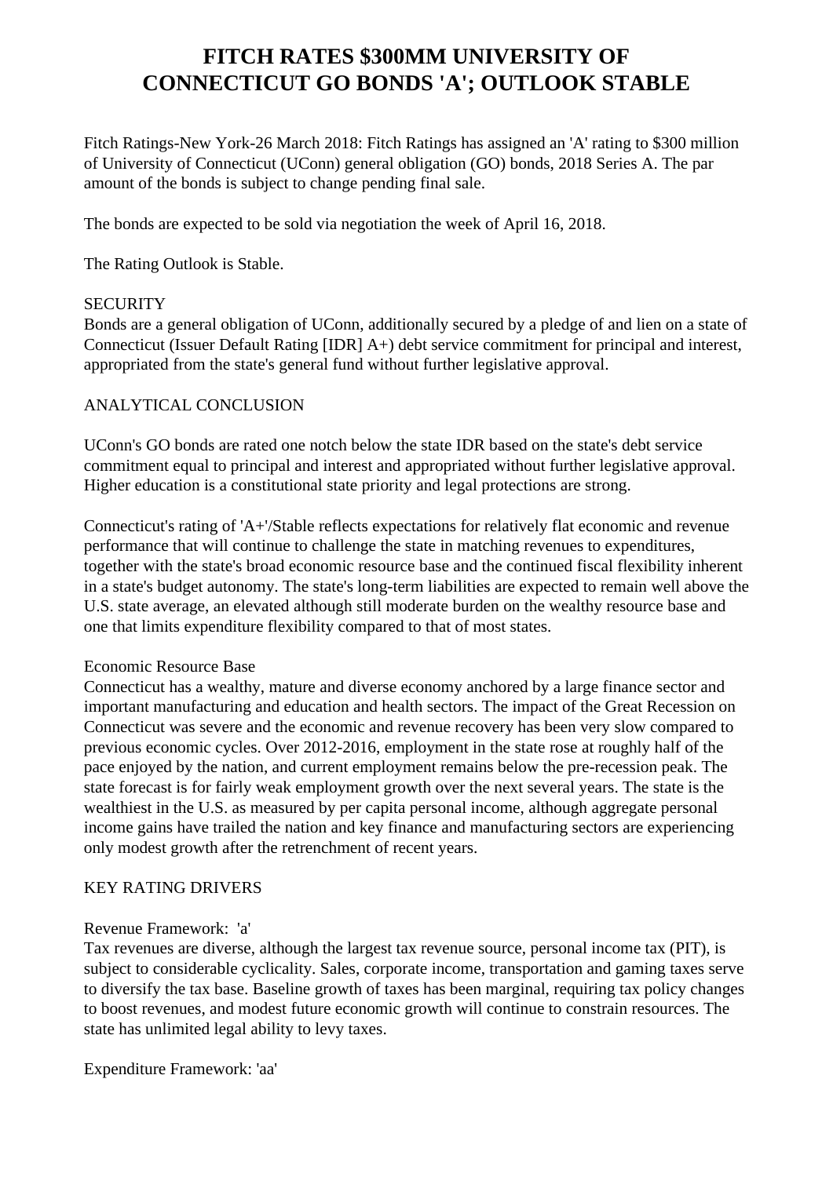# FITCH RATES $300MM UNIVERSITY OF CONNECTICUT GO BONDS 'A'; OUTLOOK STABLE

Fitch Ratings-New York-26 March 2018: Fitch Ratings has assigned an 'A' rating to $300 million of University of Connecticut (UConn) general obligation (GO) bonds, 2018 Series A. The par amount of the bonds is subject to change pending final sale.

The bonds are expected to be sold via negotiation the week of April 16, 2018.

The Rating Outlook is Stable.

SECURITY
Bonds are a general obligation of UConn, additionally secured by a pledge of and lien on a state of Connecticut (Issuer Default Rating [IDR] A+) debt service commitment for principal and interest, appropriated from the state's general fund without further legislative approval.

ANALYTICAL CONCLUSION

UConn's GO bonds are rated one notch below the state IDR based on the state's debt service commitment equal to principal and interest and appropriated without further legislative approval. Higher education is a constitutional state priority and legal protections are strong.

Connecticut's rating of 'A+'/Stable reflects expectations for relatively flat economic and revenue performance that will continue to challenge the state in matching revenues to expenditures, together with the state's broad economic resource base and the continued fiscal flexibility inherent in a state's budget autonomy. The state's long-term liabilities are expected to remain well above the U.S. state average, an elevated although still moderate burden on the wealthy resource base and one that limits expenditure flexibility compared to that of most states.

Economic Resource Base
Connecticut has a wealthy, mature and diverse economy anchored by a large finance sector and important manufacturing and education and health sectors. The impact of the Great Recession on Connecticut was severe and the economic and revenue recovery has been very slow compared to previous economic cycles. Over 2012-2016, employment in the state rose at roughly half of the pace enjoyed by the nation, and current employment remains below the pre-recession peak. The state forecast is for fairly weak employment growth over the next several years. The state is the wealthiest in the U.S. as measured by per capita personal income, although aggregate personal income gains have trailed the nation and key finance and manufacturing sectors are experiencing only modest growth after the retrenchment of recent years.

KEY RATING DRIVERS

Revenue Framework: 'a'
Tax revenues are diverse, although the largest tax revenue source, personal income tax (PIT), is subject to considerable cyclicality. Sales, corporate income, transportation and gaming taxes serve to diversify the tax base. Baseline growth of taxes has been marginal, requiring tax policy changes to boost revenues, and modest future economic growth will continue to constrain resources. The state has unlimited legal ability to levy taxes.

Expenditure Framework: 'aa'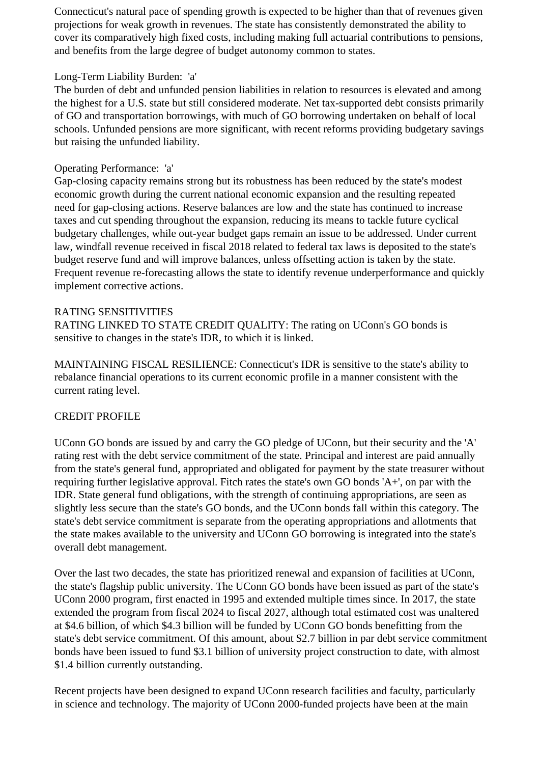Connecticut's natural pace of spending growth is expected to be higher than that of revenues given projections for weak growth in revenues. The state has consistently demonstrated the ability to cover its comparatively high fixed costs, including making full actuarial contributions to pensions, and benefits from the large degree of budget autonomy common to states.

Long-Term Liability Burden: 'a'
The burden of debt and unfunded pension liabilities in relation to resources is elevated and among the highest for a U.S. state but still considered moderate. Net tax-supported debt consists primarily of GO and transportation borrowings, with much of GO borrowing undertaken on behalf of local schools. Unfunded pensions are more significant, with recent reforms providing budgetary savings but raising the unfunded liability.

Operating Performance: 'a'
Gap-closing capacity remains strong but its robustness has been reduced by the state's modest economic growth during the current national economic expansion and the resulting repeated need for gap-closing actions. Reserve balances are low and the state has continued to increase taxes and cut spending throughout the expansion, reducing its means to tackle future cyclical budgetary challenges, while out-year budget gaps remain an issue to be addressed. Under current law, windfall revenue received in fiscal 2018 related to federal tax laws is deposited to the state's budget reserve fund and will improve balances, unless offsetting action is taken by the state. Frequent revenue re-forecasting allows the state to identify revenue underperformance and quickly implement corrective actions.

RATING SENSITIVITIES
RATING LINKED TO STATE CREDIT QUALITY: The rating on UConn's GO bonds is sensitive to changes in the state's IDR, to which it is linked.

MAINTAINING FISCAL RESILIENCE: Connecticut's IDR is sensitive to the state's ability to rebalance financial operations to its current economic profile in a manner consistent with the current rating level.

CREDIT PROFILE

UConn GO bonds are issued by and carry the GO pledge of UConn, but their security and the 'A' rating rest with the debt service commitment of the state. Principal and interest are paid annually from the state's general fund, appropriated and obligated for payment by the state treasurer without requiring further legislative approval. Fitch rates the state's own GO bonds 'A+', on par with the IDR. State general fund obligations, with the strength of continuing appropriations, are seen as slightly less secure than the state's GO bonds, and the UConn bonds fall within this category. The state's debt service commitment is separate from the operating appropriations and allotments that the state makes available to the university and UConn GO borrowing is integrated into the state's overall debt management.

Over the last two decades, the state has prioritized renewal and expansion of facilities at UConn, the state's flagship public university. The UConn GO bonds have been issued as part of the state's UConn 2000 program, first enacted in 1995 and extended multiple times since. In 2017, the state extended the program from fiscal 2024 to fiscal 2027, although total estimated cost was unaltered at $4.6 billion, of which $4.3 billion will be funded by UConn GO bonds benefitting from the state's debt service commitment. Of this amount, about $2.7 billion in par debt service commitment bonds have been issued to fund $3.1 billion of university project construction to date, with almost $1.4 billion currently outstanding.

Recent projects have been designed to expand UConn research facilities and faculty, particularly in science and technology. The majority of UConn 2000-funded projects have been at the main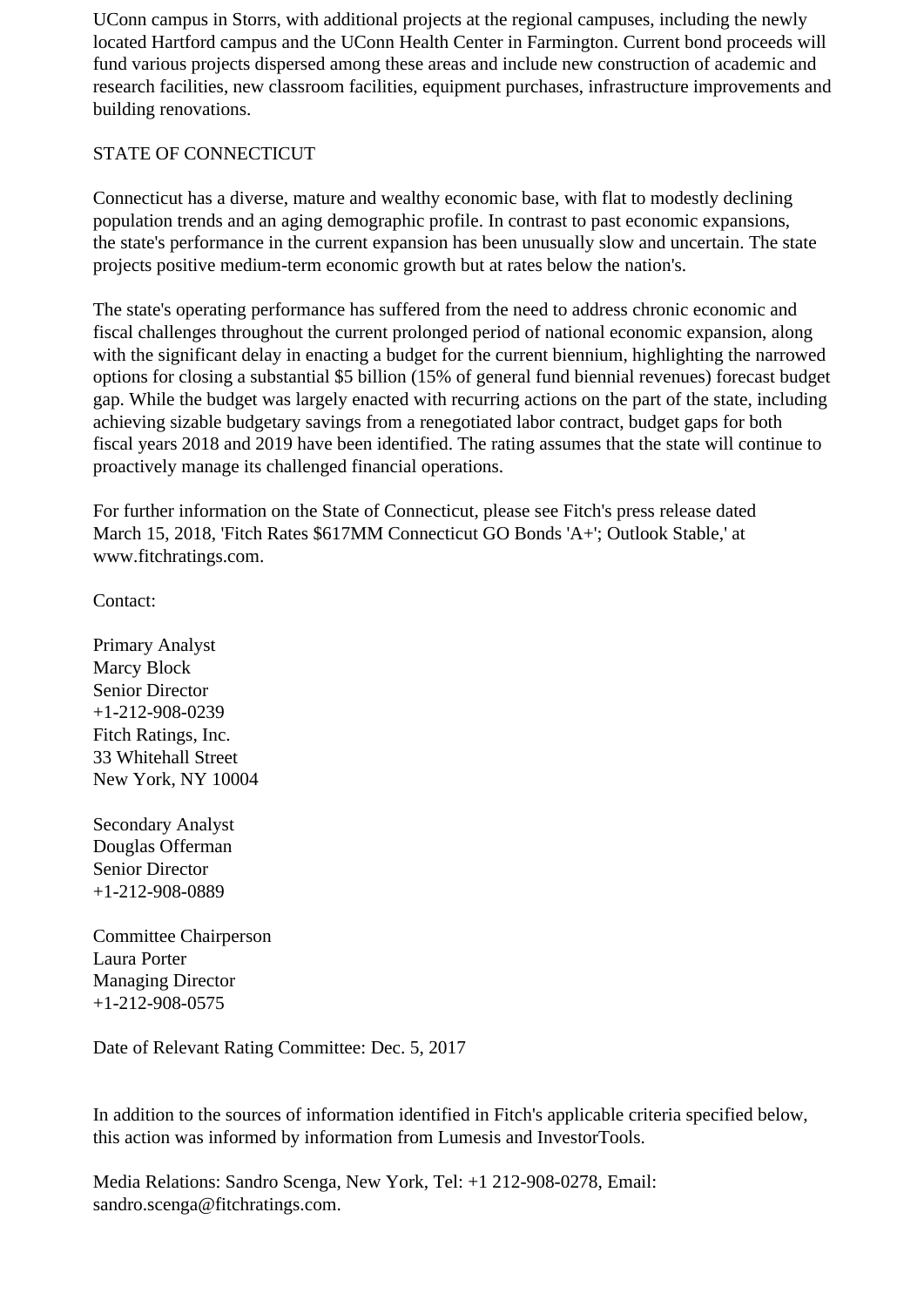UConn campus in Storrs, with additional projects at the regional campuses, including the newly located Hartford campus and the UConn Health Center in Farmington. Current bond proceeds will fund various projects dispersed among these areas and include new construction of academic and research facilities, new classroom facilities, equipment purchases, infrastructure improvements and building renovations.

STATE OF CONNECTICUT

Connecticut has a diverse, mature and wealthy economic base, with flat to modestly declining population trends and an aging demographic profile. In contrast to past economic expansions, the state's performance in the current expansion has been unusually slow and uncertain. The state projects positive medium-term economic growth but at rates below the nation's.

The state's operating performance has suffered from the need to address chronic economic and fiscal challenges throughout the current prolonged period of national economic expansion, along with the significant delay in enacting a budget for the current biennium, highlighting the narrowed options for closing a substantial $5 billion (15% of general fund biennial revenues) forecast budget gap. While the budget was largely enacted with recurring actions on the part of the state, including achieving sizable budgetary savings from a renegotiated labor contract, budget gaps for both fiscal years 2018 and 2019 have been identified. The rating assumes that the state will continue to proactively manage its challenged financial operations.

For further information on the State of Connecticut, please see Fitch's press release dated March 15, 2018, 'Fitch Rates $617MM Connecticut GO Bonds 'A+'; Outlook Stable,' at www.fitchratings.com.

Contact:

Primary Analyst
Marcy Block
Senior Director
+1-212-908-0239
Fitch Ratings, Inc.
33 Whitehall Street
New York, NY 10004

Secondary Analyst
Douglas Offerman
Senior Director
+1-212-908-0889

Committee Chairperson
Laura Porter
Managing Director
+1-212-908-0575

Date of Relevant Rating Committee: Dec. 5, 2017

In addition to the sources of information identified in Fitch's applicable criteria specified below, this action was informed by information from Lumesis and InvestorTools.

Media Relations: Sandro Scenga, New York, Tel: +1 212-908-0278, Email: sandro.scenga@fitchratings.com.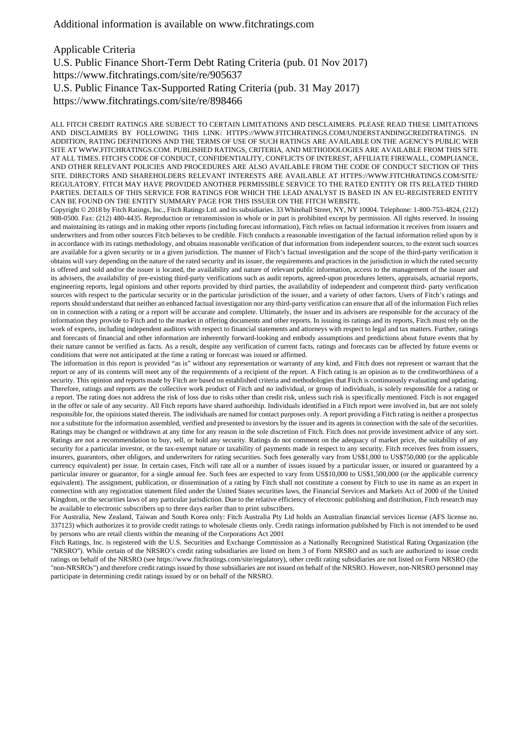Additional information is available on www.fitchratings.com

Applicable Criteria

U.S. Public Finance Short-Term Debt Rating Criteria (pub. 01 Nov 2017)
https://www.fitchratings.com/site/re/905637

U.S. Public Finance Tax-Supported Rating Criteria (pub. 31 May 2017)
https://www.fitchratings.com/site/re/898466

ALL FITCH CREDIT RATINGS ARE SUBJECT TO CERTAIN LIMITATIONS AND DISCLAIMERS. PLEASE READ THESE LIMITATIONS AND DISCLAIMERS BY FOLLOWING THIS LINK: HTTPS://WWW.FITCHRATINGS.COM/UNDERSTANDINGCREDITRATINGS. IN ADDITION, RATING DEFINITIONS AND THE TERMS OF USE OF SUCH RATINGS ARE AVAILABLE ON THE AGENCY'S PUBLIC WEB SITE AT WWW.FITCHRATINGS.COM. PUBLISHED RATINGS, CRITERIA, AND METHODOLOGIES ARE AVAILABLE FROM THIS SITE AT ALL TIMES. FITCH'S CODE OF CONDUCT, CONFIDENTIALITY, CONFLICTS OF INTEREST, AFFILIATE FIREWALL, COMPLIANCE, AND OTHER RELEVANT POLICIES AND PROCEDURES ARE ALSO AVAILABLE FROM THE CODE OF CONDUCT SECTION OF THIS SITE. DIRECTORS AND SHAREHOLDERS RELEVANT INTERESTS ARE AVAILABLE AT HTTPS://WWW.FITCHRATINGS.COM/SITE/REGULATORY. FITCH MAY HAVE PROVIDED ANOTHER PERMISSIBLE SERVICE TO THE RATED ENTITY OR ITS RELATED THIRD PARTIES. DETAILS OF THIS SERVICE FOR RATINGS FOR WHICH THE LEAD ANALYST IS BASED IN AN EU-REGISTERED ENTITY CAN BE FOUND ON THE ENTITY SUMMARY PAGE FOR THIS ISSUER ON THE FITCH WEBSITE.

Copyright © 2018 by Fitch Ratings, Inc., Fitch Ratings Ltd. and its subsidiaries. 33 Whitehall Street, NY, NY 10004. Telephone: 1-800-753-4824, (212) 908-0500. Fax: (212) 480-4435. Reproduction or retransmission in whole or in part is prohibited except by permission. All rights reserved. In issuing and maintaining its ratings and in making other reports (including forecast information), Fitch relies on factual information it receives from issuers and underwriters and from other sources Fitch believes to be credible. Fitch conducts a reasonable investigation of the factual information relied upon by it in accordance with its ratings methodology, and obtains reasonable verification of that information from independent sources, to the extent such sources are available for a given security or in a given jurisdiction. The manner of Fitch's factual investigation and the scope of the third-party verification it obtains will vary depending on the nature of the rated security and its issuer, the requirements and practices in the jurisdiction in which the rated security is offered and sold and/or the issuer is located, the availability and nature of relevant public information, access to the management of the issuer and its advisers, the availability of pre-existing third-party verifications such as audit reports, agreed-upon procedures letters, appraisals, actuarial reports, engineering reports, legal opinions and other reports provided by third parties, the availability of independent and competent third- party verification sources with respect to the particular security or in the particular jurisdiction of the issuer, and a variety of other factors. Users of Fitch's ratings and reports should understand that neither an enhanced factual investigation nor any third-party verification can ensure that all of the information Fitch relies on in connection with a rating or a report will be accurate and complete. Ultimately, the issuer and its advisers are responsible for the accuracy of the information they provide to Fitch and to the market in offering documents and other reports. In issuing its ratings and its reports, Fitch must rely on the work of experts, including independent auditors with respect to financial statements and attorneys with respect to legal and tax matters. Further, ratings and forecasts of financial and other information are inherently forward-looking and embody assumptions and predictions about future events that by their nature cannot be verified as facts. As a result, despite any verification of current facts, ratings and forecasts can be affected by future events or conditions that were not anticipated at the time a rating or forecast was issued or affirmed.

The information in this report is provided "as is" without any representation or warranty of any kind, and Fitch does not represent or warrant that the report or any of its contents will meet any of the requirements of a recipient of the report. A Fitch rating is an opinion as to the creditworthiness of a security. This opinion and reports made by Fitch are based on established criteria and methodologies that Fitch is continuously evaluating and updating. Therefore, ratings and reports are the collective work product of Fitch and no individual, or group of individuals, is solely responsible for a rating or a report. The rating does not address the risk of loss due to risks other than credit risk, unless such risk is specifically mentioned. Fitch is not engaged in the offer or sale of any security. All Fitch reports have shared authorship. Individuals identified in a Fitch report were involved in, but are not solely responsible for, the opinions stated therein. The individuals are named for contact purposes only. A report providing a Fitch rating is neither a prospectus nor a substitute for the information assembled, verified and presented to investors by the issuer and its agents in connection with the sale of the securities. Ratings may be changed or withdrawn at any time for any reason in the sole discretion of Fitch. Fitch does not provide investment advice of any sort. Ratings are not a recommendation to buy, sell, or hold any security. Ratings do not comment on the adequacy of market price, the suitability of any security for a particular investor, or the tax-exempt nature or taxability of payments made in respect to any security. Fitch receives fees from issuers, insurers, guarantors, other obligors, and underwriters for rating securities. Such fees generally vary from US$1,000 to US$750,000 (or the applicable currency equivalent) per issue. In certain cases, Fitch will rate all or a number of issues issued by a particular issuer, or insured or guaranteed by a particular insurer or guarantor, for a single annual fee. Such fees are expected to vary from US$10,000 to US$1,500,000 (or the applicable currency equivalent). The assignment, publication, or dissemination of a rating by Fitch shall not constitute a consent by Fitch to use its name as an expert in connection with any registration statement filed under the United States securities laws, the Financial Services and Markets Act of 2000 of the United Kingdom, or the securities laws of any particular jurisdiction. Due to the relative efficiency of electronic publishing and distribution, Fitch research may be available to electronic subscribers up to three days earlier than to print subscribers.

For Australia, New Zealand, Taiwan and South Korea only: Fitch Australia Pty Ltd holds an Australian financial services license (AFS license no. 337123) which authorizes it to provide credit ratings to wholesale clients only. Credit ratings information published by Fitch is not intended to be used by persons who are retail clients within the meaning of the Corporations Act 2001

Fitch Ratings, Inc. is registered with the U.S. Securities and Exchange Commission as a Nationally Recognized Statistical Rating Organization (the "NRSRO"). While certain of the NRSRO's credit rating subsidiaries are listed on Item 3 of Form NRSRO and as such are authorized to issue credit ratings on behalf of the NRSRO (see https://www.fitchratings.com/site/regulatory), other credit rating subsidiaries are not listed on Form NRSRO (the "non-NRSROs") and therefore credit ratings issued by those subsidiaries are not issued on behalf of the NRSRO. However, non-NRSRO personnel may participate in determining credit ratings issued by or on behalf of the NRSRO.